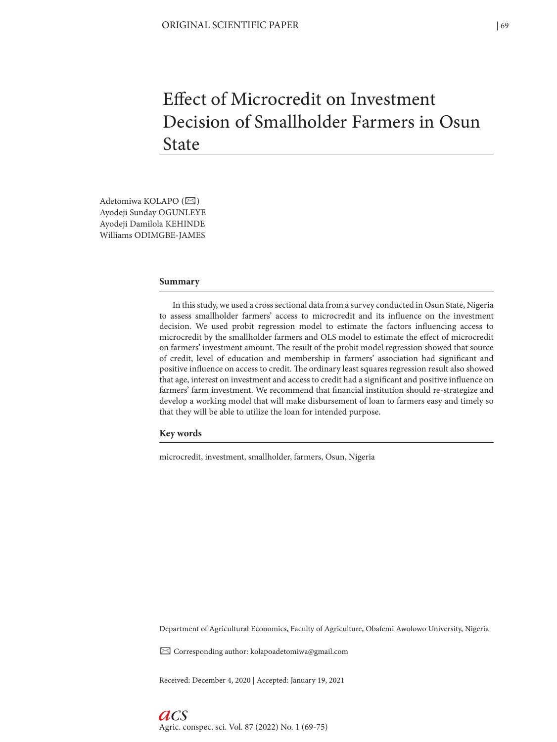ORIGINAL SCIENTIFIC PAPER

# Effect of Microcredit on Investment Decision of Smallholder Farmers in Osun State

Adetomiwa KOLAPO (✉)
Ayodeji Sunday OGUNLEYE
Ayodeji Damilola KEHINDE
Williams ODIMGBE-JAMES

## Summary

In this study, we used a cross sectional data from a survey conducted in Osun State, Nigeria to assess smallholder farmers' access to microcredit and its influence on the investment decision. We used probit regression model to estimate the factors influencing access to microcredit by the smallholder farmers and OLS model to estimate the effect of microcredit on farmers' investment amount. The result of the probit model regression showed that source of credit, level of education and membership in farmers' association had significant and positive influence on access to credit. The ordinary least squares regression result also showed that age, interest on investment and access to credit had a significant and positive influence on farmers' farm investment. We recommend that financial institution should re-strategize and develop a working model that will make disbursement of loan to farmers easy and timely so that they will be able to utilize the loan for intended purpose.

## Key words

microcredit, investment, smallholder, farmers, Osun, Nigeria

Department of Agricultural Economics, Faculty of Agriculture, Obafemi Awolowo University, Nigeria

✉ Corresponding author: kolapoadetomiwa@gmail.com

Received: December 4, 2020 | Accepted: January 19, 2021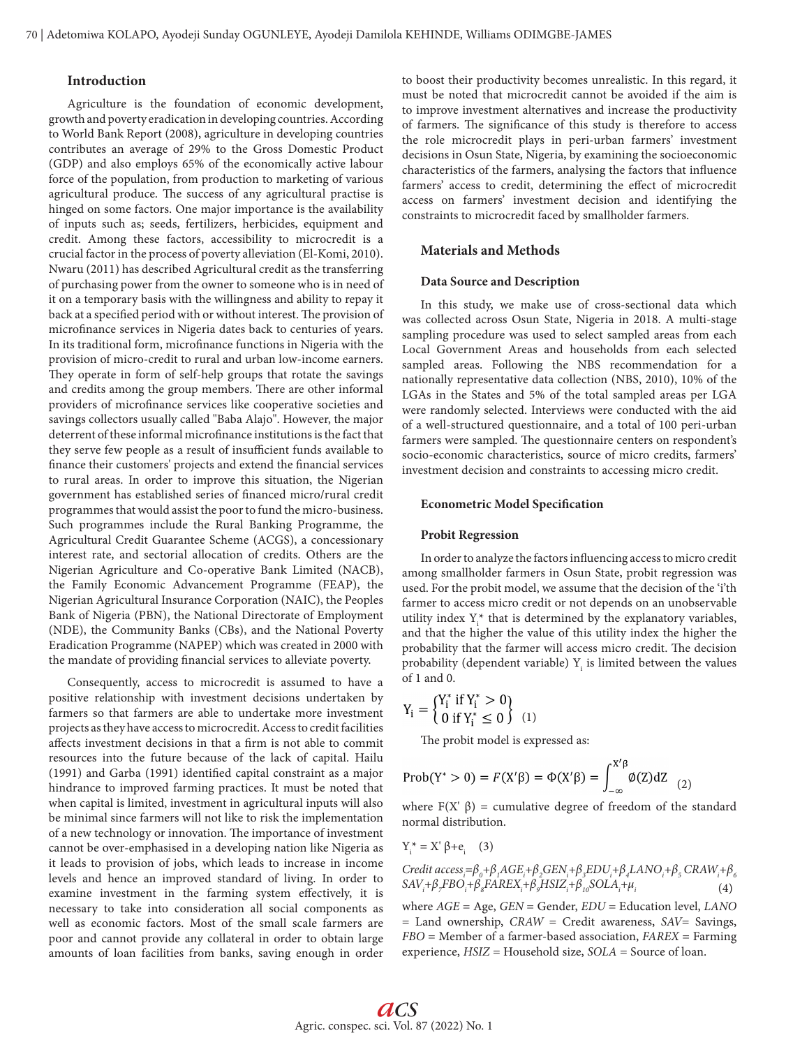## Introduction

Agriculture is the foundation of economic development, growth and poverty eradication in developing countries. According to World Bank Report (2008), agriculture in developing countries contributes an average of 29% to the Gross Domestic Product (GDP) and also employs 65% of the economically active labour force of the population, from production to marketing of various agricultural produce. The success of any agricultural practise is hinged on some factors. One major importance is the availability of inputs such as; seeds, fertilizers, herbicides, equipment and credit. Among these factors, accessibility to microcredit is a crucial factor in the process of poverty alleviation (El-Komi, 2010). Nwaru (2011) has described Agricultural credit as the transferring of purchasing power from the owner to someone who is in need of it on a temporary basis with the willingness and ability to repay it back at a specified period with or without interest. The provision of microfinance services in Nigeria dates back to centuries of years. In its traditional form, microfinance functions in Nigeria with the provision of micro-credit to rural and urban low-income earners. They operate in form of self-help groups that rotate the savings and credits among the group members. There are other informal providers of microfinance services like cooperative societies and savings collectors usually called "Baba Alajo". However, the major deterrent of these informal microfinance institutions is the fact that they serve few people as a result of insufficient funds available to finance their customers' projects and extend the financial services to rural areas. In order to improve this situation, the Nigerian government has established series of financed micro/rural credit programmes that would assist the poor to fund the micro-business. Such programmes include the Rural Banking Programme, the Agricultural Credit Guarantee Scheme (ACGS), a concessionary interest rate, and sectorial allocation of credits. Others are the Nigerian Agriculture and Co-operative Bank Limited (NACB), the Family Economic Advancement Programme (FEAP), the Nigerian Agricultural Insurance Corporation (NAIC), the Peoples Bank of Nigeria (PBN), the National Directorate of Employment (NDE), the Community Banks (CBs), and the National Poverty Eradication Programme (NAPEP) which was created in 2000 with the mandate of providing financial services to alleviate poverty.

Consequently, access to microcredit is assumed to have a positive relationship with investment decisions undertaken by farmers so that farmers are able to undertake more investment projects as they have access to microcredit. Access to credit facilities affects investment decisions in that a firm is not able to commit resources into the future because of the lack of capital. Hailu (1991) and Garba (1991) identified capital constraint as a major hindrance to improved farming practices. It must be noted that when capital is limited, investment in agricultural inputs will also be minimal since farmers will not like to risk the implementation of a new technology or innovation. The importance of investment cannot be over-emphasised in a developing nation like Nigeria as it leads to provision of jobs, which leads to increase in income levels and hence an improved standard of living. In order to examine investment in the farming system effectively, it is necessary to take into consideration all social components as well as economic factors. Most of the small scale farmers are poor and cannot provide any collateral in order to obtain large amounts of loan facilities from banks, saving enough in order to boost their productivity becomes unrealistic. In this regard, it must be noted that microcredit cannot be avoided if the aim is to improve investment alternatives and increase the productivity of farmers. The significance of this study is therefore to access the role microcredit plays in peri-urban farmers' investment decisions in Osun State, Nigeria, by examining the socioeconomic characteristics of the farmers, analysing the factors that influence farmers' access to credit, determining the effect of microcredit access on farmers' investment decision and identifying the constraints to microcredit faced by smallholder farmers.

## Materials and Methods

### Data Source and Description

In this study, we make use of cross-sectional data which was collected across Osun State, Nigeria in 2018. A multi-stage sampling procedure was used to select sampled areas from each Local Government Areas and households from each selected sampled areas. Following the NBS recommendation for a nationally representative data collection (NBS, 2010), 10% of the LGAs in the States and 5% of the total sampled areas per LGA were randomly selected. Interviews were conducted with the aid of a well-structured questionnaire, and a total of 100 peri-urban farmers were sampled. The questionnaire centers on respondent's socio-economic characteristics, source of micro credits, farmers' investment decision and constraints to accessing micro credit.

### Econometric Model Specification

### Probit Regression

In order to analyze the factors influencing access to micro credit among smallholder farmers in Osun State, probit regression was used. For the probit model, we assume that the decision of the 'i'th farmer to access micro credit or not depends on an unobservable utility index $Y_i^*$ that is determined by the explanatory variables, and that the higher the value of this utility index the higher the probability that the farmer will access micro credit. The decision probability (dependent variable) $Y_i$ is limited between the values of 1 and 0.

$$Y_i = \begin{Bmatrix} Y_i^* \text{ if } Y_i^* > 0 \\ 0 \text{ if } Y_i^* \leq 0 \end{Bmatrix} \quad (1)$$

The probit model is expressed as:

$$\text{Prob}(Y^* > 0) = F(X'\beta) = \Phi(X'\beta) = \int_{-\infty}^{X'\beta} \emptyset(Z)dZ \quad (2)$$

where $F(X'\beta)$ = cumulative degree of freedom of the standard normal distribution.

$$Y_i^* = X'\beta + e_i \quad (3)$$

$$Credit\ access_i = \beta_0 + \beta_1 AGE_i + \beta_2 GEN_i + \beta_3 EDU_i + \beta_4 LANO_i + \beta_5 CRAW_i + \beta_6 SAV_i + \beta_7 FBO_i + \beta_8 FAREX_i + \beta_9 HSIZ_i + \beta_{10} SOLA_i + \mu_i \quad (4)$$

where *AGE* = Age, *GEN* = Gender, *EDU* = Education level, *LANO* = Land ownership, *CRAW* = Credit awareness, *SAV*= Savings, *FBO* = Member of a farmer-based association, *FAREX* = Farming experience, *HSIZ* = Household size, *SOLA* = Source of loan.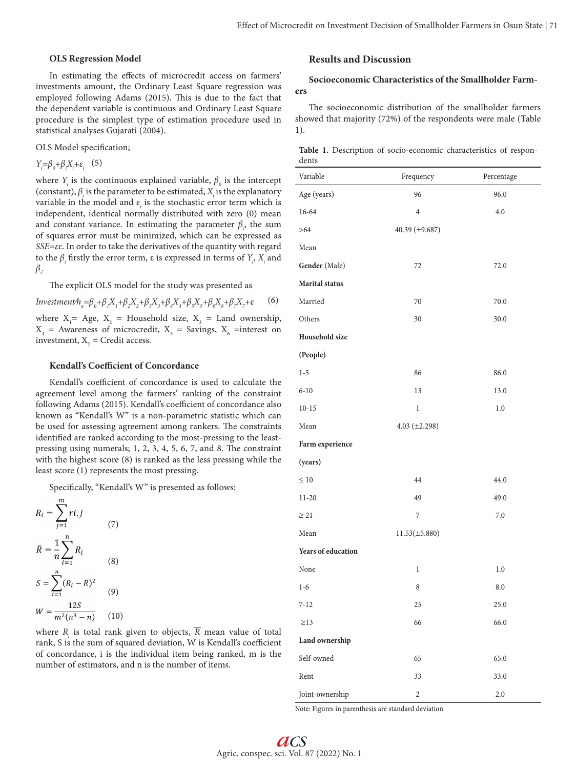### OLS Regression Model

In estimating the effects of microcredit access on farmers' investments amount, the Ordinary Least Square regression was employed following Adams (2015). This is due to the fact that the dependent variable is continuous and Ordinary Least Square procedure is the simplest type of estimation procedure used in statistical analyses Gujarati (2004).

OLS Model specification;

$$Y_i=\beta_0+\beta_i X_i+\varepsilon_i \quad (5)$$

where $Y_i$ is the continuous explained variable, $\beta_0$ is the intercept (constant), $\beta_i$ is the parameter to be estimated, $X_i$ is the explanatory variable in the model and $\varepsilon_i$ is the stochastic error term which is independent, identical normally distributed with zero (0) mean and constant variance. In estimating the parameter $\beta_i$, the sum of squares error must be minimized, which can be expressed as $SSE=\varepsilon\varepsilon$. In order to take the derivatives of the quantity with regard to the $\beta_i$ firstly the error term, ε is expressed in terms of $Y_i$, $X_i$ and $\beta_i$.

The explicit OLS model for the study was presented as

$$Investment/h_a=\beta_0+\beta_1X_1+\beta_2X_2+\beta_3X_3+\beta_4X_4+\beta_5X_5+\beta_6X_6+\beta_7X_7+\varepsilon \quad (6)$$

where $X_1$= Age, $X_2$ = Household size, $X_3$ = Land ownership, $X_4$ = Awareness of microcredit, $X_5$ = Savings, $X_6$ =interest on investment, $X_7$ = Credit access.

### Kendall's Coefficient of Concordance

Kendall's coefficient of concordance is used to calculate the agreement level among the farmers' ranking of the constraint following Adams (2015). Kendall's coefficient of concordance also known as "Kendall's W" is a non-parametric statistic which can be used for assessing agreement among rankers. The constraints identified are ranked according to the most-pressing to the least-pressing using numerals; 1, 2, 3, 4, 5, 6, 7, and 8. The constraint with the highest score (8) is ranked as the less pressing while the least score (1) represents the most pressing.

Specifically, "Kendall's W" is presented as follows:

$$R_i=\sum_{j=1}^{m} ri,j \quad (7)$$

$$\bar{R}=\frac{1}{n}\sum_{i=1}^{n} R_i \quad (8)$$

$$S=\sum_{i=1}^{n}(R_i-\bar{R})^2 \quad (9)$$

$$W=\frac{12S}{m^2(n^3-n)} \quad (10)$$

where $R_i$ is total rank given to objects, $\bar{R}$ mean value of total rank, S is the sum of squared deviation, W is Kendall's coefficient of concordance, i is the individual item being ranked, m is the number of estimators, and n is the number of items.

## Results and Discussion

### Socioeconomic Characteristics of the Smallholder Farmers

The socioeconomic distribution of the smallholder farmers showed that majority (72%) of the respondents were male (Table 1).

**Table 1.** Description of socio-economic characteristics of respondents

| Variable | Frequency | Percentage |
|---|---|---|
| Age (years) | 96 | 96.0 |
| 16-64 | 4 | 4.0 |
| >64 | 40.39 (±9.687) | |
| Mean | | |
| **Gender** (Male) | 72 | 72.0 |
| **Marital status** | | |
| Married | 70 | 70.0 |
| Others | 30 | 30.0 |
| **Household size** | | |
| **(People)** | | |
| 1-5 | 86 | 86.0 |
| 6-10 | 13 | 13.0 |
| 10-15 | 1 | 1.0 |
| Mean | 4.03 (±2.298) | |
| **Farm experience** | | |
| **(years)** | | |
| ≤ 10 | 44 | 44.0 |
| 11-20 | 49 | 49.0 |
| ≥ 21 | 7 | 7.0 |
| Mean | 11.53(±5.880) | |
| **Years of education** | | |
| None | 1 | 1.0 |
| 1-6 | 8 | 8.0 |
| 7-12 | 25 | 25.0 |
| ≥13 | 66 | 66.0 |
| **Land ownership** | | |
| Self-owned | 65 | 65.0 |
| Rent | 33 | 33.0 |
| Joint-ownership | 2 | 2.0 |

Note: Figures in parenthesis are standard deviation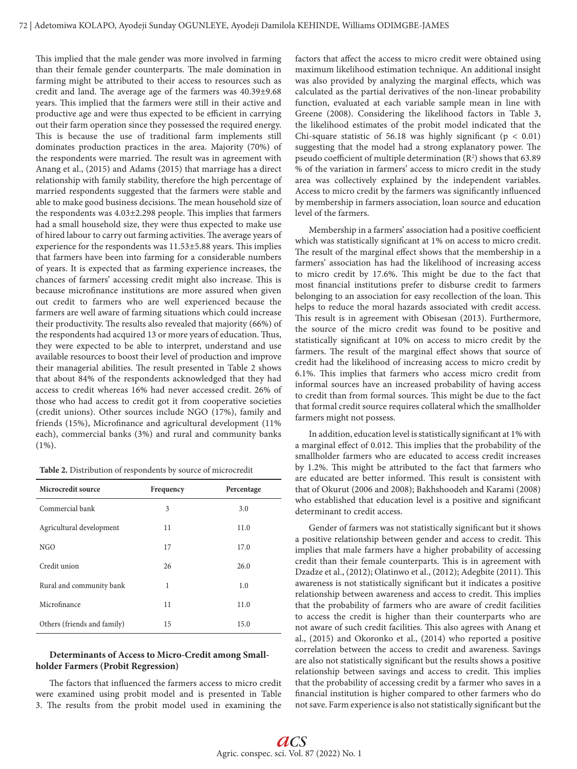This implied that the male gender was more involved in farming than their female gender counterparts. The male domination in farming might be attributed to their access to resources such as credit and land. The average age of the farmers was 40.39±9.68 years. This implied that the farmers were still in their active and productive age and were thus expected to be efficient in carrying out their farm operation since they possessed the required energy. This is because the use of traditional farm implements still dominates production practices in the area. Majority (70%) of the respondents were married. The result was in agreement with Anang et al., (2015) and Adams (2015) that marriage has a direct relationship with family stability, therefore the high percentage of married respondents suggested that the farmers were stable and able to make good business decisions. The mean household size of the respondents was 4.03±2.298 people. This implies that farmers had a small household size, they were thus expected to make use of hired labour to carry out farming activities. The average years of experience for the respondents was 11.53±5.88 years. This implies that farmers have been into farming for a considerable numbers of years. It is expected that as farming experience increases, the chances of farmers' accessing credit might also increase. This is because microfinance institutions are more assured when given out credit to farmers who are well experienced because the farmers are well aware of farming situations which could increase their productivity. The results also revealed that majority (66%) of the respondents had acquired 13 or more years of education. Thus, they were expected to be able to interpret, understand and use available resources to boost their level of production and improve their managerial abilities. The result presented in Table 2 shows that about 84% of the respondents acknowledged that they had access to credit whereas 16% had never accessed credit. 26% of those who had access to credit got it from cooperative societies (credit unions). Other sources include NGO (17%), family and friends (15%), Microfinance and agricultural development (11% each), commercial banks (3%) and rural and community banks (1%).

**Table 2.** Distribution of respondents by source of microcredit

| Microcredit source | Frequency | Percentage |
|---|---|---|
| Commercial bank | 3 | 3.0 |
| Agricultural development | 11 | 11.0 |
| NGO | 17 | 17.0 |
| Credit union | 26 | 26.0 |
| Rural and community bank | 1 | 1.0 |
| Microfinance | 11 | 11.0 |
| Others (friends and family) | 15 | 15.0 |

### Determinants of Access to Micro-Credit among Smallholder Farmers (Probit Regression)

The factors that influenced the farmers access to micro credit were examined using probit model and is presented in Table 3. The results from the probit model used in examining the factors that affect the access to micro credit were obtained using maximum likelihood estimation technique. An additional insight was also provided by analyzing the marginal effects, which was calculated as the partial derivatives of the non-linear probability function, evaluated at each variable sample mean in line with Greene (2008). Considering the likelihood factors in Table 3, the likelihood estimates of the probit model indicated that the Chi-square statistic of 56.18 was highly significant ($p < 0.01$) suggesting that the model had a strong explanatory power. The pseudo coefficient of multiple determination ($R^2$) shows that 63.89 % of the variation in farmers' access to micro credit in the study area was collectively explained by the independent variables. Access to micro credit by the farmers was significantly influenced by membership in farmers association, loan source and education level of the farmers.

Membership in a farmers' association had a positive coefficient which was statistically significant at 1% on access to micro credit. The result of the marginal effect shows that the membership in a farmers' association has had the likelihood of increasing access to micro credit by 17.6%. This might be due to the fact that most financial institutions prefer to disburse credit to farmers belonging to an association for easy recollection of the loan. This helps to reduce the moral hazards associated with credit access. This result is in agreement with Obisesan (2013). Furthermore, the source of the micro credit was found to be positive and statistically significant at 10% on access to micro credit by the farmers. The result of the marginal effect shows that source of credit had the likelihood of increasing access to micro credit by 6.1%. This implies that farmers who access micro credit from informal sources have an increased probability of having access to credit than from formal sources. This might be due to the fact that formal credit source requires collateral which the smallholder farmers might not possess.

In addition, education level is statistically significant at 1% with a marginal effect of 0.012. This implies that the probability of the smallholder farmers who are educated to access credit increases by 1.2%. This might be attributed to the fact that farmers who are educated are better informed. This result is consistent with that of Okurut (2006 and 2008); Bakhshoodeh and Karami (2008) who established that education level is a positive and significant determinant to credit access.

Gender of farmers was not statistically significant but it shows a positive relationship between gender and access to credit. This implies that male farmers have a higher probability of accessing credit than their female counterparts. This is in agreement with Dzadze et al., (2012); Olatinwo et al., (2012); Adegbite (2011). This awareness is not statistically significant but it indicates a positive relationship between awareness and access to credit. This implies that the probability of farmers who are aware of credit facilities to access the credit is higher than their counterparts who are not aware of such credit facilities. This also agrees with Anang et al., (2015) and Okoronko et al., (2014) who reported a positive correlation between the access to credit and awareness. Savings are also not statistically significant but the results shows a positive relationship between savings and access to credit. This implies that the probability of accessing credit by a farmer who saves in a financial institution is higher compared to other farmers who do not save. Farm experience is also not statistically significant but the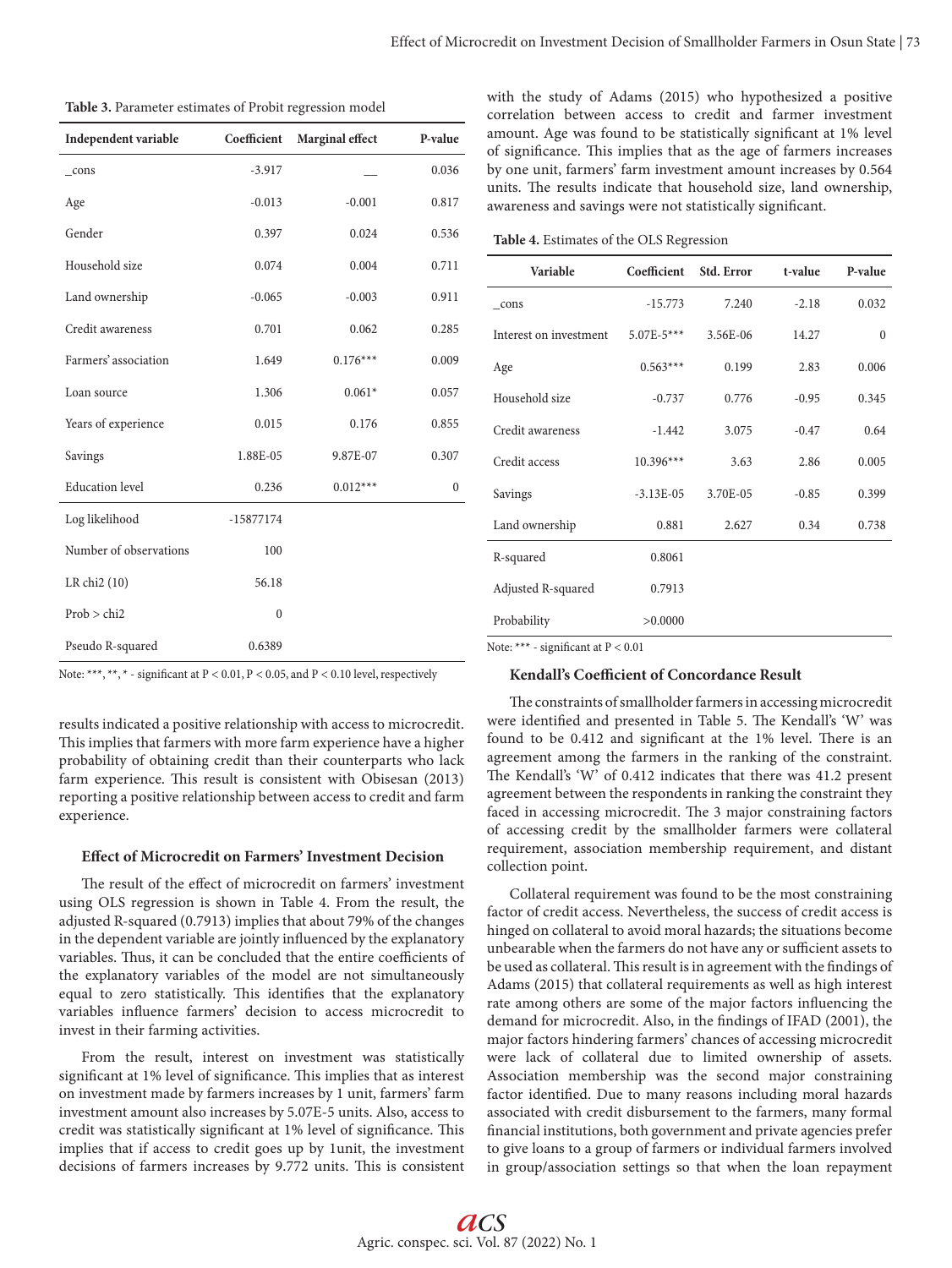**Table 3.** Parameter estimates of Probit regression model

| Independent variable | Coefficient | Marginal effect | P-value |
|---|---|---|---|
| _cons | -3.917 | __ | 0.036 |
| Age | -0.013 | -0.001 | 0.817 |
| Gender | 0.397 | 0.024 | 0.536 |
| Household size | 0.074 | 0.004 | 0.711 |
| Land ownership | -0.065 | -0.003 | 0.911 |
| Credit awareness | 0.701 | 0.062 | 0.285 |
| Farmers' association | 1.649 | 0.176*** | 0.009 |
| Loan source | 1.306 | 0.061* | 0.057 |
| Years of experience | 0.015 | 0.176 | 0.855 |
| Savings | 1.88E-05 | 9.87E-07 | 0.307 |
| Education level | 0.236 | 0.012*** | 0 |
| Log likelihood | -15877174 | | |
| Number of observations | 100 | | |
| LR chi2 (10) | 56.18 | | |
| Prob > chi2 | 0 | | |
| Pseudo R-squared | 0.6389 | | |

Note: ***, **, * - significant at P < 0.01, P < 0.05, and P < 0.10 level, respectively

results indicated a positive relationship with access to microcredit. This implies that farmers with more farm experience have a higher probability of obtaining credit than their counterparts who lack farm experience. This result is consistent with Obisesan (2013) reporting a positive relationship between access to credit and farm experience.

### Effect of Microcredit on Farmers' Investment Decision

The result of the effect of microcredit on farmers' investment using OLS regression is shown in Table 4. From the result, the adjusted R-squared (0.7913) implies that about 79% of the changes in the dependent variable are jointly influenced by the explanatory variables. Thus, it can be concluded that the entire coefficients of the explanatory variables of the model are not simultaneously equal to zero statistically. This identifies that the explanatory variables influence farmers' decision to access microcredit to invest in their farming activities.

From the result, interest on investment was statistically significant at 1% level of significance. This implies that as interest on investment made by farmers increases by 1 unit, farmers' farm investment amount also increases by 5.07E-5 units. Also, access to credit was statistically significant at 1% level of significance. This implies that if access to credit goes up by 1unit, the investment decisions of farmers increases by 9.772 units. This is consistent with the study of Adams (2015) who hypothesized a positive correlation between access to credit and farmer investment amount. Age was found to be statistically significant at 1% level of significance. This implies that as the age of farmers increases by one unit, farmers' farm investment amount increases by 0.564 units. The results indicate that household size, land ownership, awareness and savings were not statistically significant.

**Table 4.** Estimates of the OLS Regression

| Variable | Coefficient | Std. Error | t-value | P-value |
|---|---|---|---|---|
| _cons | -15.773 | 7.240 | -2.18 | 0.032 |
| Interest on investment | 5.07E-5*** | 3.56E-06 | 14.27 | 0 |
| Age | 0.563*** | 0.199 | 2.83 | 0.006 |
| Household size | -0.737 | 0.776 | -0.95 | 0.345 |
| Credit awareness | -1.442 | 3.075 | -0.47 | 0.64 |
| Credit access | 10.396*** | 3.63 | 2.86 | 0.005 |
| Savings | -3.13E-05 | 3.70E-05 | -0.85 | 0.399 |
| Land ownership | 0.881 | 2.627 | 0.34 | 0.738 |
| R-squared | 0.8061 | | | |
| Adjusted R-squared | 0.7913 | | | |
| Probability | >0.0000 | | | |

Note: *** - significant at P < 0.01

### Kendall's Coefficient of Concordance Result

The constraints of smallholder farmers in accessing microcredit were identified and presented in Table 5. The Kendall's 'W' was found to be 0.412 and significant at the 1% level. There is an agreement among the farmers in the ranking of the constraint. The Kendall's 'W' of 0.412 indicates that there was 41.2 present agreement between the respondents in ranking the constraint they faced in accessing microcredit. The 3 major constraining factors of accessing credit by the smallholder farmers were collateral requirement, association membership requirement, and distant collection point.

Collateral requirement was found to be the most constraining factor of credit access. Nevertheless, the success of credit access is hinged on collateral to avoid moral hazards; the situations become unbearable when the farmers do not have any or sufficient assets to be used as collateral. This result is in agreement with the findings of Adams (2015) that collateral requirements as well as high interest rate among others are some of the major factors influencing the demand for microcredit. Also, in the findings of IFAD (2001), the major factors hindering farmers' chances of accessing microcredit were lack of collateral due to limited ownership of assets. Association membership was the second major constraining factor identified. Due to many reasons including moral hazards associated with credit disbursement to the farmers, many formal financial institutions, both government and private agencies prefer to give loans to a group of farmers or individual farmers involved in group/association settings so that when the loan repayment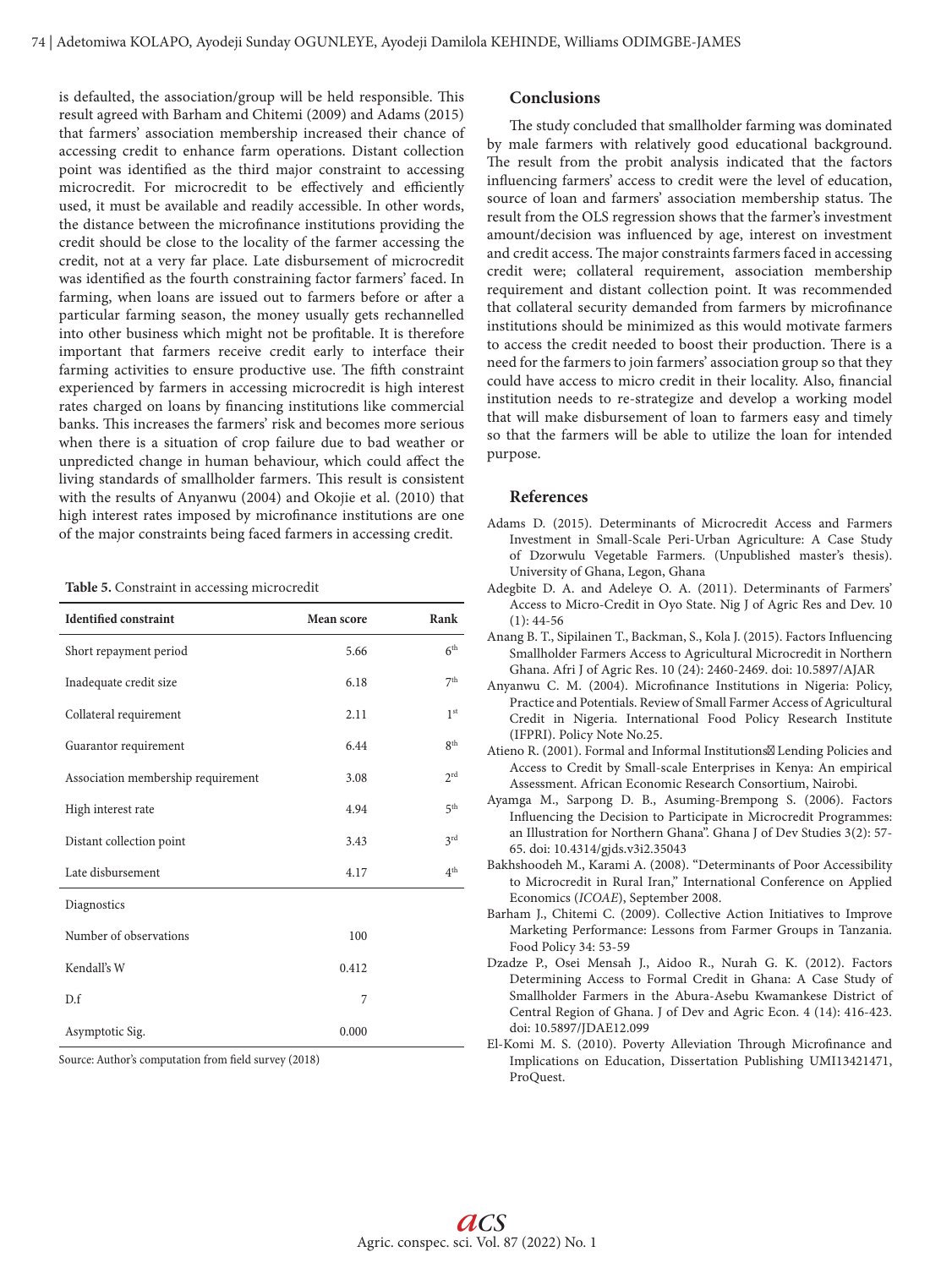is defaulted, the association/group will be held responsible. This result agreed with Barham and Chitemi (2009) and Adams (2015) that farmers' association membership increased their chance of accessing credit to enhance farm operations. Distant collection point was identified as the third major constraint to accessing microcredit. For microcredit to be effectively and efficiently used, it must be available and readily accessible. In other words, the distance between the microfinance institutions providing the credit should be close to the locality of the farmer accessing the credit, not at a very far place. Late disbursement of microcredit was identified as the fourth constraining factor farmers' faced. In farming, when loans are issued out to farmers before or after a particular farming season, the money usually gets rechannelled into other business which might not be profitable. It is therefore important that farmers receive credit early to interface their farming activities to ensure productive use. The fifth constraint experienced by farmers in accessing microcredit is high interest rates charged on loans by financing institutions like commercial banks. This increases the farmers' risk and becomes more serious when there is a situation of crop failure due to bad weather or unpredicted change in human behaviour, which could affect the living standards of smallholder farmers. This result is consistent with the results of Anyanwu (2004) and Okojie et al. (2010) that high interest rates imposed by microfinance institutions are one of the major constraints being faced farmers in accessing credit.

**Table 5.** Constraint in accessing microcredit

| Identified constraint | Mean score | Rank |
|---|---|---|
| Short repayment period | 5.66 | 6th |
| Inadequate credit size | 6.18 | 7th |
| Collateral requirement | 2.11 | 1st |
| Guarantor requirement | 6.44 | 8th |
| Association membership requirement | 3.08 | 2rd |
| High interest rate | 4.94 | 5th |
| Distant collection point | 3.43 | 3rd |
| Late disbursement | 4.17 | 4th |
| Diagnostics | | |
| Number of observations | 100 | |
| Kendall's W | 0.412 | |
| D.f | 7 | |
| Asymptotic Sig. | 0.000 | |

Source: Author's computation from field survey (2018)

## Conclusions

The study concluded that smallholder farming was dominated by male farmers with relatively good educational background. The result from the probit analysis indicated that the factors influencing farmers' access to credit were the level of education, source of loan and farmers' association membership status. The result from the OLS regression shows that the farmer's investment amount/decision was influenced by age, interest on investment and credit access. The major constraints farmers faced in accessing credit were; collateral requirement, association membership requirement and distant collection point. It was recommended that collateral security demanded from farmers by microfinance institutions should be minimized as this would motivate farmers to access the credit needed to boost their production. There is a need for the farmers to join farmers' association group so that they could have access to micro credit in their locality. Also, financial institution needs to re-strategize and develop a working model that will make disbursement of loan to farmers easy and timely so that the farmers will be able to utilize the loan for intended purpose.

## References

Adams D. (2015). Determinants of Microcredit Access and Farmers Investment in Small-Scale Peri-Urban Agriculture: A Case Study of Dzorwulu Vegetable Farmers. (Unpublished master's thesis). University of Ghana, Legon, Ghana

Adegbite D. A. and Adeleye O. A. (2011). Determinants of Farmers' Access to Micro-Credit in Oyo State. Nig J of Agric Res and Dev. 10 (1): 44-56

Anang B. T., Sipilainen T., Backman, S., Kola J. (2015). Factors Influencing Smallholder Farmers Access to Agricultural Microcredit in Northern Ghana. Afri J of Agric Res. 10 (24): 2460-2469. doi: 10.5897/AJAR

Anyanwu C. M. (2004). Microfinance Institutions in Nigeria: Policy, Practice and Potentials. Review of Small Farmer Access of Agricultural Credit in Nigeria. International Food Policy Research Institute (IFPRI). Policy Note No.25.

Atieno R. (2001). Formal and Informal Institutions Lending Policies and Access to Credit by Small-scale Enterprises in Kenya: An empirical Assessment. African Economic Research Consortium, Nairobi.

Ayamga M., Sarpong D. B., Asuming-Brempong S. (2006). Factors Influencing the Decision to Participate in Microcredit Programmes: an Illustration for Northern Ghana". Ghana J of Dev Studies 3(2): 57-65. doi: 10.4314/gjds.v3i2.35043

Bakhshoodeh M., Karami A. (2008). "Determinants of Poor Accessibility to Microcredit in Rural Iran," International Conference on Applied Economics (*ICOAE*), September 2008.

Barham J., Chitemi C. (2009). Collective Action Initiatives to Improve Marketing Performance: Lessons from Farmer Groups in Tanzania. Food Policy 34: 53-59

Dzadze P., Osei Mensah J., Aidoo R., Nurah G. K. (2012). Factors Determining Access to Formal Credit in Ghana: A Case Study of Smallholder Farmers in the Abura-Asebu Kwamankese District of Central Region of Ghana. J of Dev and Agric Econ. 4 (14): 416-423. doi: 10.5897/JDAE12.099

El-Komi M. S. (2010). Poverty Alleviation Through Microfinance and Implications on Education, Dissertation Publishing UMI13421471, ProQuest.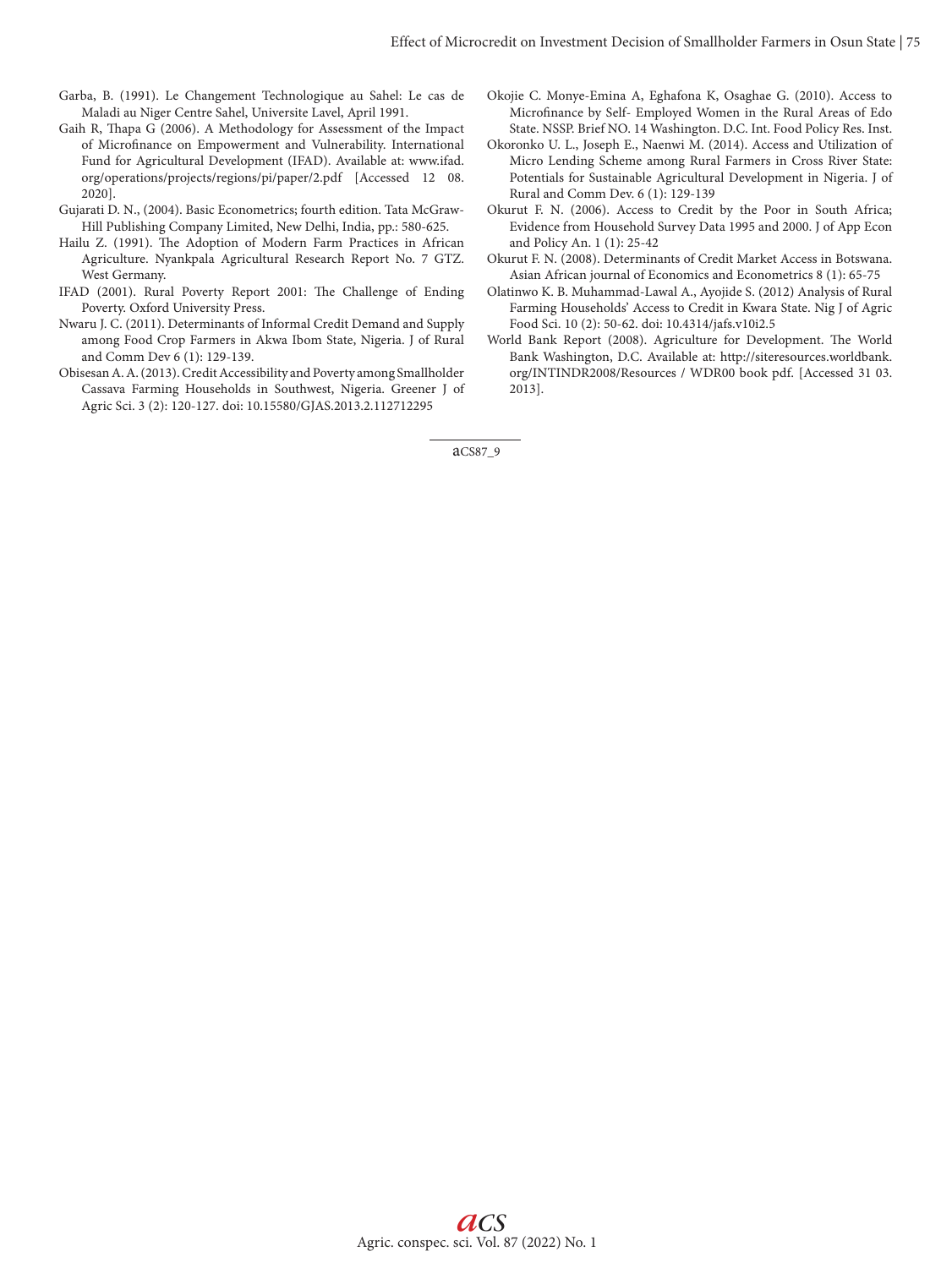Garba, B. (1991). Le Changement Technologique au Sahel: Le cas de Maladi au Niger Centre Sahel, Universite Lavel, April 1991.

Gaih R, Thapa G (2006). A Methodology for Assessment of the Impact of Microfinance on Empowerment and Vulnerability. International Fund for Agricultural Development (IFAD). Available at: www.ifad.org/operations/projects/regions/pi/paper/2.pdf [Accessed 12 08. 2020].

Gujarati D. N., (2004). Basic Econometrics; fourth edition. Tata McGraw-Hill Publishing Company Limited, New Delhi, India, pp.: 580-625.

Hailu Z. (1991). The Adoption of Modern Farm Practices in African Agriculture. Nyankpala Agricultural Research Report No. 7 GTZ. West Germany.

IFAD (2001). Rural Poverty Report 2001: The Challenge of Ending Poverty. Oxford University Press.

Nwaru J. C. (2011). Determinants of Informal Credit Demand and Supply among Food Crop Farmers in Akwa Ibom State, Nigeria. J of Rural and Comm Dev 6 (1): 129-139.

Obisesan A. A. (2013). Credit Accessibility and Poverty among Smallholder Cassava Farming Households in Southwest, Nigeria. Greener J of Agric Sci. 3 (2): 120-127. doi: 10.15580/GJAS.2013.2.112712295

Okojie C. Monye-Emina A, Eghafona K, Osaghae G. (2010). Access to Microfinance by Self- Employed Women in the Rural Areas of Edo State. NSSP. Brief NO. 14 Washington. D.C. Int. Food Policy Res. Inst.

Okoronko U. L., Joseph E., Naenwi M. (2014). Access and Utilization of Micro Lending Scheme among Rural Farmers in Cross River State: Potentials for Sustainable Agricultural Development in Nigeria. J of Rural and Comm Dev. 6 (1): 129-139

Okurut F. N. (2006). Access to Credit by the Poor in South Africa; Evidence from Household Survey Data 1995 and 2000. J of App Econ and Policy An. 1 (1): 25-42

Okurut F. N. (2008). Determinants of Credit Market Access in Botswana. Asian African journal of Economics and Econometrics 8 (1): 65-75

Olatinwo K. B. Muhammad-Lawal A., Ayojide S. (2012) Analysis of Rural Farming Households' Access to Credit in Kwara State. Nig J of Agric Food Sci. 10 (2): 50-62. doi: 10.4314/jafs.v10i2.5

World Bank Report (2008). Agriculture for Development. The World Bank Washington, D.C. Available at: http://siteresources.worldbank.org/INTINDR2008/Resources / WDR00 book pdf. [Accessed 31 03. 2013].

aCS87_9